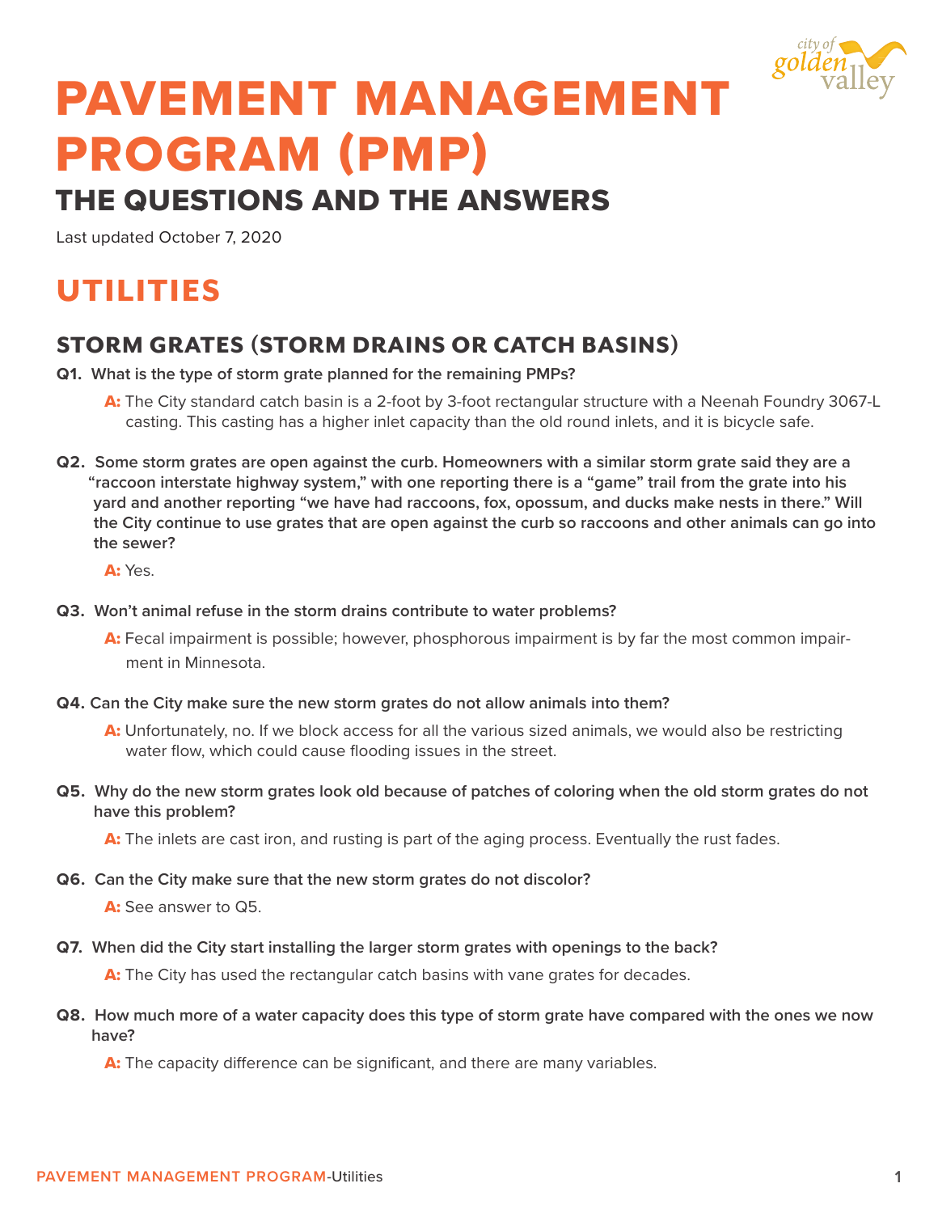# PAVEMENT MANAGEMENT PROGRAM (PMP)

## THE QUESTIONS AND THE ANSWERS

Last updated October 7, 2020

## UTILITIES

### STORM GRATES (STORM DRAINS OR CATCH BASINS)

**Q1. What is the type of storm grate planned for the remaining PMPs?**

**A:** The City standard catch basin is a 2-foot by 3-foot rectangular structure with a Neenah Foundry 3067-L casting. This casting has a higher inlet capacity than the old round inlets, and it is bicycle safe.

**Q2. Some storm grates are open against the curb. Homeowners with a similar storm grate said they are a "raccoon interstate highway system," with one reporting there is a "game" trail from the grate into his yard and another reporting "we have had raccoons, fox, opossum, and ducks make nests in there." Will the City continue to use grates that are open against the curb so raccoons and other animals can go into the sewer?**

**A:** Yes.

**Q3. Won't animal refuse in the storm drains contribute to water problems?**

**A:** Fecal impairment is possible; however, phosphorous impairment is by far the most common impairment in Minnesota.

**Q4. Can the City make sure the new storm grates do not allow animals into them?**

**A:** Unfortunately, no. If we block access for all the various sized animals, we would also be restricting water flow, which could cause flooding issues in the street.

**Q5. Why do the new storm grates look old because of patches of coloring when the old storm grates do not have this problem?**

**A:** The inlets are cast iron, and rusting is part of the aging process. Eventually the rust fades.

**Q6. Can the City make sure that the new storm grates do not discolor?**

**A:** See answer to Q5.

**Q7. When did the City start installing the larger storm grates with openings to the back?**

**A:** The City has used the rectangular catch basins with vane grates for decades.

**Q8. How much more of a water capacity does this type of storm grate have compared with the ones we now have?**

**A:** The capacity difference can be significant, and there are many variables.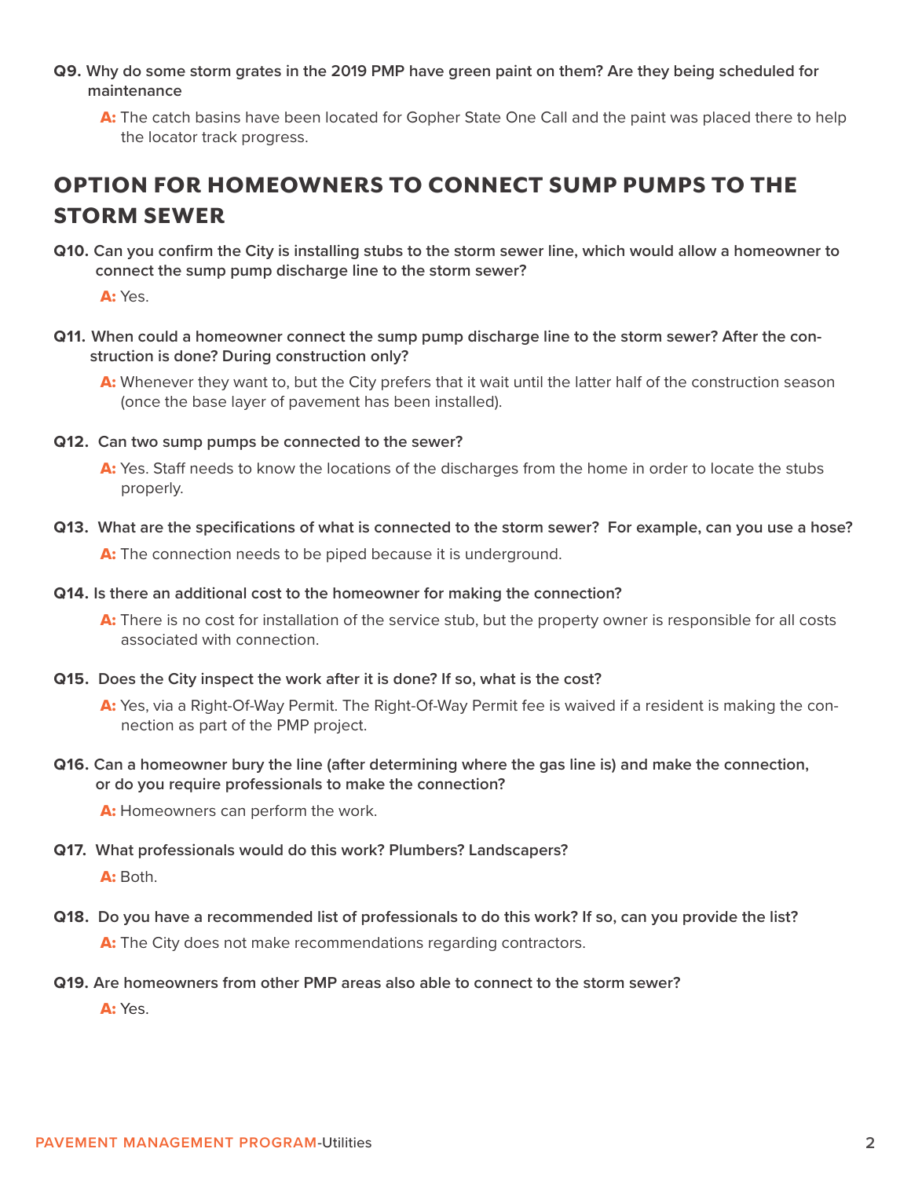**Q9. Why do some storm grates in the 2019 PMP have green paint on them? Are they being scheduled for maintenance**

**A:** The catch basins have been located for Gopher State One Call and the paint was placed there to help the locator track progress.

## OPTION FOR HOMEOWNERS TO CONNECT SUMP PUMPS TO THE STORM SEWER

**Q10. Can you confirm the City is installing stubs to the storm sewer line, which would allow a homeowner to connect the sump pump discharge line to the storm sewer?**

**A:** Yes.

**Q11. When could a homeowner connect the sump pump discharge line to the storm sewer? After the construction is done? During construction only?**

**A:** Whenever they want to, but the City prefers that it wait until the latter half of the construction season (once the base layer of pavement has been installed).

**Q12. Can two sump pumps be connected to the sewer?**

**A:** Yes. Staff needs to know the locations of the discharges from the home in order to locate the stubs properly.

**Q13. What are the specifications of what is connected to the storm sewer? For example, can you use a hose?**

**A:** The connection needs to be piped because it is underground.

**Q14. Is there an additional cost to the homeowner for making the connection?**

**A:** There is no cost for installation of the service stub, but the property owner is responsible for all costs associated with connection.

**Q15. Does the City inspect the work after it is done? If so, what is the cost?**

**A:** Yes, via a Right-Of-Way Permit. The Right-Of-Way Permit fee is waived if a resident is making the connection as part of the PMP project.

**Q16. Can a homeowner bury the line (after determining where the gas line is) and make the connection, or do you require professionals to make the connection?**

**A:** Homeowners can perform the work.

**Q17. What professionals would do this work? Plumbers? Landscapers?**

**A:** Both.

**Q18. Do you have a recommended list of professionals to do this work? If so, can you provide the list?**

**A:** The City does not make recommendations regarding contractors.

**Q19. Are homeowners from other PMP areas also able to connect to the storm sewer?**

**A:** Yes.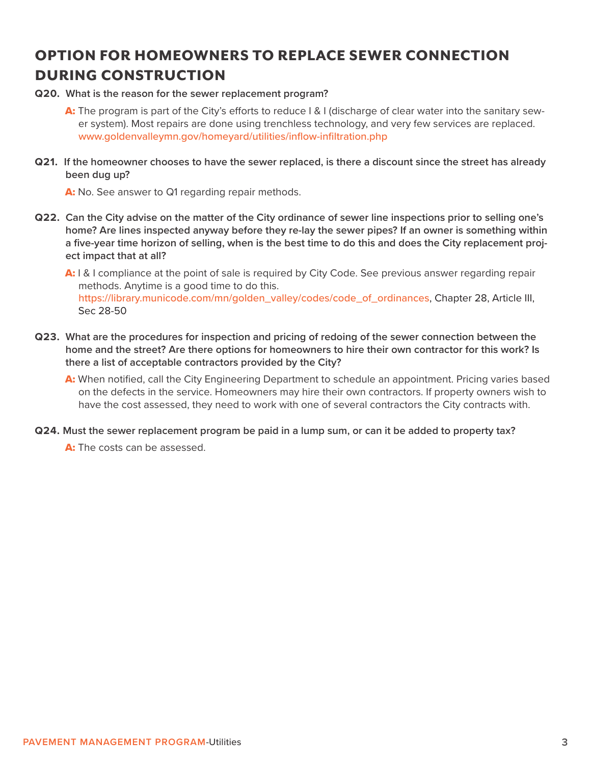## OPTION FOR HOMEOWNERS TO REPLACE SEWER CONNECTION DURING CONSTRUCTION

**Q20. What is the reason for the sewer replacement program?**

**A:** The program is part of the City's efforts to reduce I & I (discharge of clear water into the sanitary sewer system). Most repairs are done using trenchless technology, and very few services are replaced. www.goldenvalleymn.gov/homeyard/utilities/inflow-infiltration.php

**Q21. If the homeowner chooses to have the sewer replaced, is there a discount since the street has already been dug up?**

**A:** No. See answer to Q1 regarding repair methods.

**Q22. Can the City advise on the matter of the City ordinance of sewer line inspections prior to selling one's home? Are lines inspected anyway before they re-lay the sewer pipes? If an owner is something within a five-year time horizon of selling, when is the best time to do this and does the City replacement project impact that at all?**

**A:** I & I compliance at the point of sale is required by City Code. See previous answer regarding repair methods. Anytime is a good time to do this. https://library.municode.com/mn/golden_valley/codes/code_of_ordinances, Chapter 28, Article III, Sec 28-50

**Q23. What are the procedures for inspection and pricing of redoing of the sewer connection between the home and the street? Are there options for homeowners to hire their own contractor for this work? Is there a list of acceptable contractors provided by the City?**

**A:** When notified, call the City Engineering Department to schedule an appointment. Pricing varies based on the defects in the service. Homeowners may hire their own contractors. If property owners wish to have the cost assessed, they need to work with one of several contractors the City contracts with.

**Q24. Must the sewer replacement program be paid in a lump sum, or can it be added to property tax?**

**A:** The costs can be assessed.